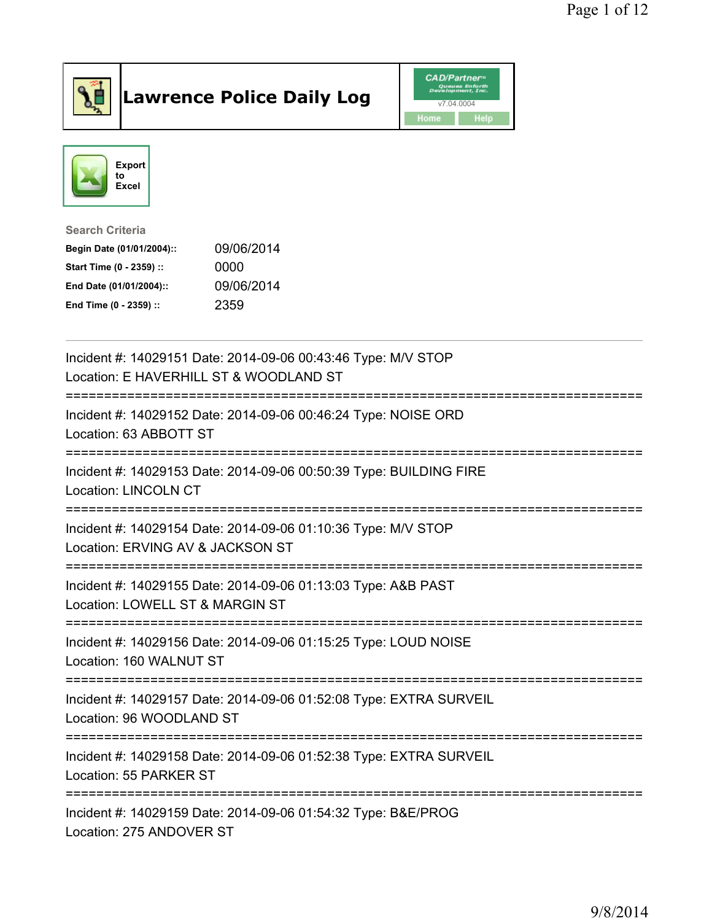# Lawrence Police Daily Log

CAD/Partner
v7.04.0004
Home Help

Export to Excel

**Search Criteria**

| | |
|---|---|
| **Begin Date (01/01/2004)::** | 09/06/2014 |
| **Start Time (0 - 2359) ::** | 0000 |
| **End Date (01/01/2004)::** | 09/06/2014 |
| **End Time (0 - 2359) ::** | 2359 |

---

Incident #: 14029151 Date: 2014-09-06 00:43:46 Type: M/V STOP
Location: E HAVERHILL ST & WOODLAND ST

===========================================================================

Incident #: 14029152 Date: 2014-09-06 00:46:24 Type: NOISE ORD
Location: 63 ABBOTT ST

===========================================================================

Incident #: 14029153 Date: 2014-09-06 00:50:39 Type: BUILDING FIRE
Location: LINCOLN CT

===========================================================================

Incident #: 14029154 Date: 2014-09-06 01:10:36 Type: M/V STOP
Location: ERVING AV & JACKSON ST

===========================================================================

Incident #: 14029155 Date: 2014-09-06 01:13:03 Type: A&B PAST
Location: LOWELL ST & MARGIN ST

===========================================================================

Incident #: 14029156 Date: 2014-09-06 01:15:25 Type: LOUD NOISE
Location: 160 WALNUT ST

===========================================================================

Incident #: 14029157 Date: 2014-09-06 01:52:08 Type: EXTRA SURVEIL
Location: 96 WOODLAND ST

===========================================================================

Incident #: 14029158 Date: 2014-09-06 01:52:38 Type: EXTRA SURVEIL
Location: 55 PARKER ST

===========================================================================

Incident #: 14029159 Date: 2014-09-06 01:54:32 Type: B&E/PROG
Location: 275 ANDOVER ST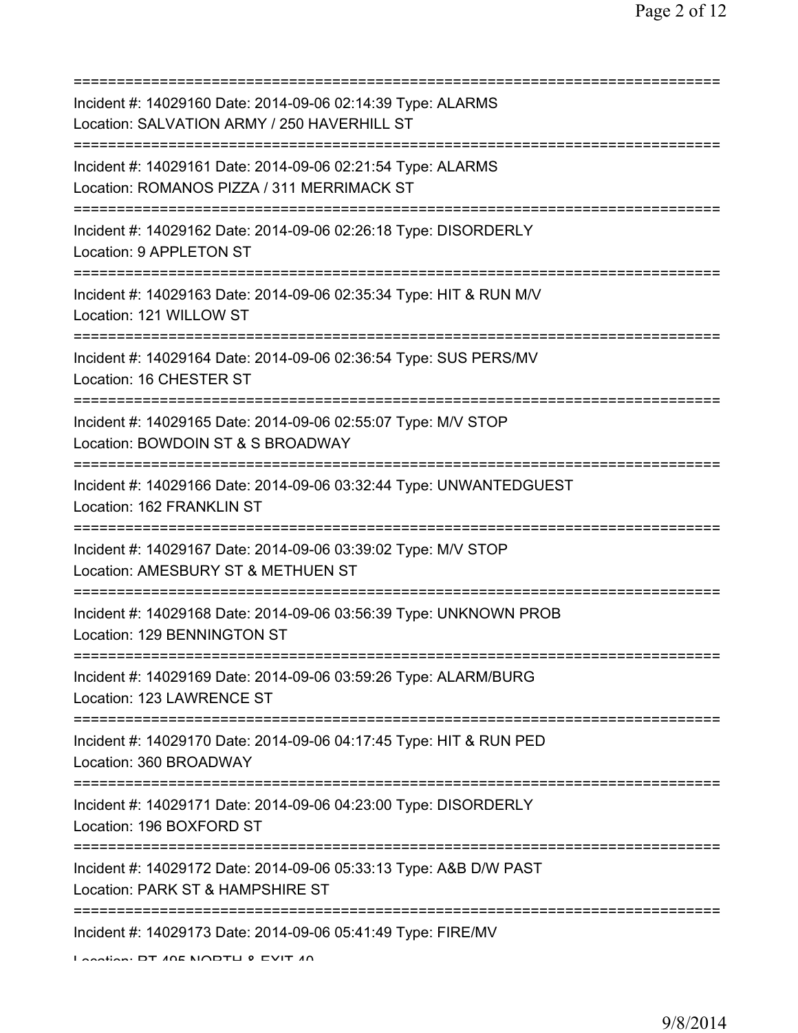===========================================================================

Incident #: 14029160 Date: 2014-09-06 02:14:39 Type: ALARMS
Location: SALVATION ARMY / 250 HAVERHILL ST

===========================================================================

Incident #: 14029161 Date: 2014-09-06 02:21:54 Type: ALARMS
Location: ROMANOS PIZZA / 311 MERRIMACK ST

===========================================================================

Incident #: 14029162 Date: 2014-09-06 02:26:18 Type: DISORDERLY
Location: 9 APPLETON ST

===========================================================================

Incident #: 14029163 Date: 2014-09-06 02:35:34 Type: HIT & RUN M/V
Location: 121 WILLOW ST

===========================================================================

Incident #: 14029164 Date: 2014-09-06 02:36:54 Type: SUS PERS/MV
Location: 16 CHESTER ST

===========================================================================

Incident #: 14029165 Date: 2014-09-06 02:55:07 Type: M/V STOP
Location: BOWDOIN ST & S BROADWAY

===========================================================================

Incident #: 14029166 Date: 2014-09-06 03:32:44 Type: UNWANTEDGUEST
Location: 162 FRANKLIN ST

===========================================================================

Incident #: 14029167 Date: 2014-09-06 03:39:02 Type: M/V STOP
Location: AMESBURY ST & METHUEN ST

===========================================================================

Incident #: 14029168 Date: 2014-09-06 03:56:39 Type: UNKNOWN PROB
Location: 129 BENNINGTON ST

===========================================================================

Incident #: 14029169 Date: 2014-09-06 03:59:26 Type: ALARM/BURG
Location: 123 LAWRENCE ST

===========================================================================

Incident #: 14029170 Date: 2014-09-06 04:17:45 Type: HIT & RUN PED
Location: 360 BROADWAY

===========================================================================

Incident #: 14029171 Date: 2014-09-06 04:23:00 Type: DISORDERLY
Location: 196 BOXFORD ST

===========================================================================

Incident #: 14029172 Date: 2014-09-06 05:33:13 Type: A&B D/W PAST
Location: PARK ST & HAMPSHIRE ST

===========================================================================

Incident #: 14029173 Date: 2014-09-06 05:41:49 Type: FIRE/MV
Location: RT 495 NORTH & EXIT 40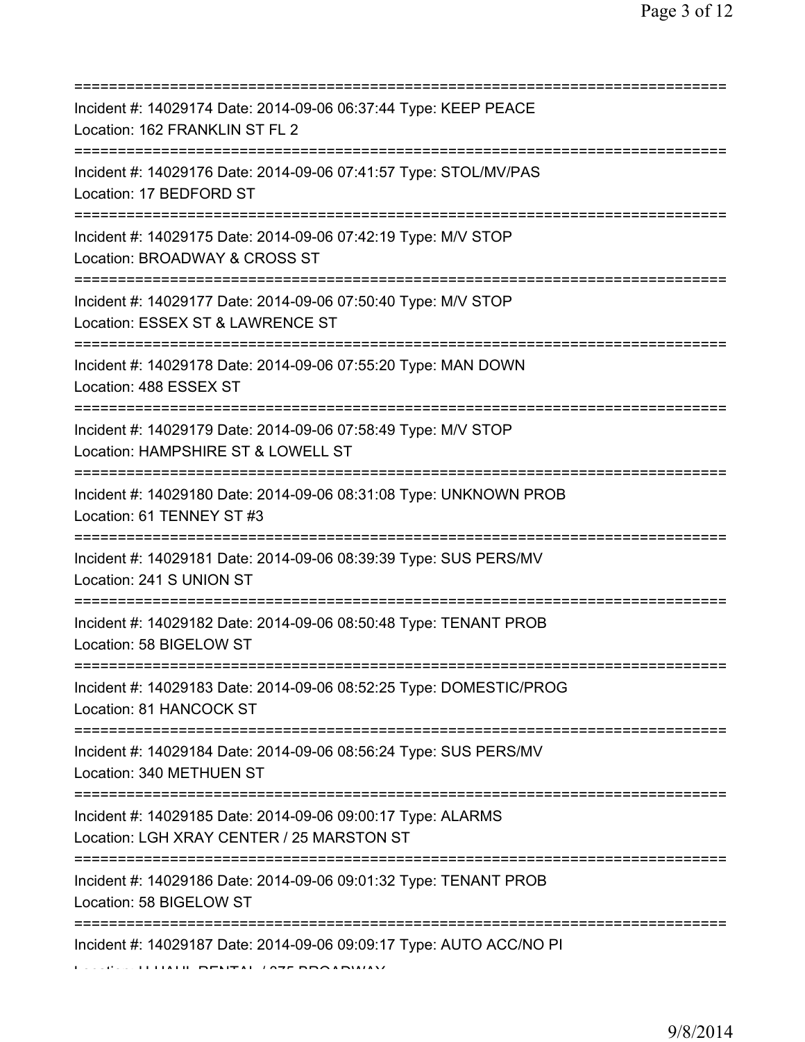===========================================================================
Incident #: 14029174 Date: 2014-09-06 06:37:44 Type: KEEP PEACE
Location: 162 FRANKLIN ST FL 2
===========================================================================
Incident #: 14029176 Date: 2014-09-06 07:41:57 Type: STOL/MV/PAS
Location: 17 BEDFORD ST
===========================================================================
Incident #: 14029175 Date: 2014-09-06 07:42:19 Type: M/V STOP
Location: BROADWAY & CROSS ST
===========================================================================
Incident #: 14029177 Date: 2014-09-06 07:50:40 Type: M/V STOP
Location: ESSEX ST & LAWRENCE ST
===========================================================================
Incident #: 14029178 Date: 2014-09-06 07:55:20 Type: MAN DOWN
Location: 488 ESSEX ST
===========================================================================
Incident #: 14029179 Date: 2014-09-06 07:58:49 Type: M/V STOP
Location: HAMPSHIRE ST & LOWELL ST
===========================================================================
Incident #: 14029180 Date: 2014-09-06 08:31:08 Type: UNKNOWN PROB
Location: 61 TENNEY ST #3
===========================================================================
Incident #: 14029181 Date: 2014-09-06 08:39:39 Type: SUS PERS/MV
Location: 241 S UNION ST
===========================================================================
Incident #: 14029182 Date: 2014-09-06 08:50:48 Type: TENANT PROB
Location: 58 BIGELOW ST
===========================================================================
Incident #: 14029183 Date: 2014-09-06 08:52:25 Type: DOMESTIC/PROG
Location: 81 HANCOCK ST
===========================================================================
Incident #: 14029184 Date: 2014-09-06 08:56:24 Type: SUS PERS/MV
Location: 340 METHUEN ST
===========================================================================
Incident #: 14029185 Date: 2014-09-06 09:00:17 Type: ALARMS
Location: LGH XRAY CENTER / 25 MARSTON ST
===========================================================================
Incident #: 14029186 Date: 2014-09-06 09:01:32 Type: TENANT PROB
Location: 58 BIGELOW ST
===========================================================================
Incident #: 14029187 Date: 2014-09-06 09:09:17 Type: AUTO ACC/NO PI
Location: U-HAUL RENTAL / 275 BROADWAY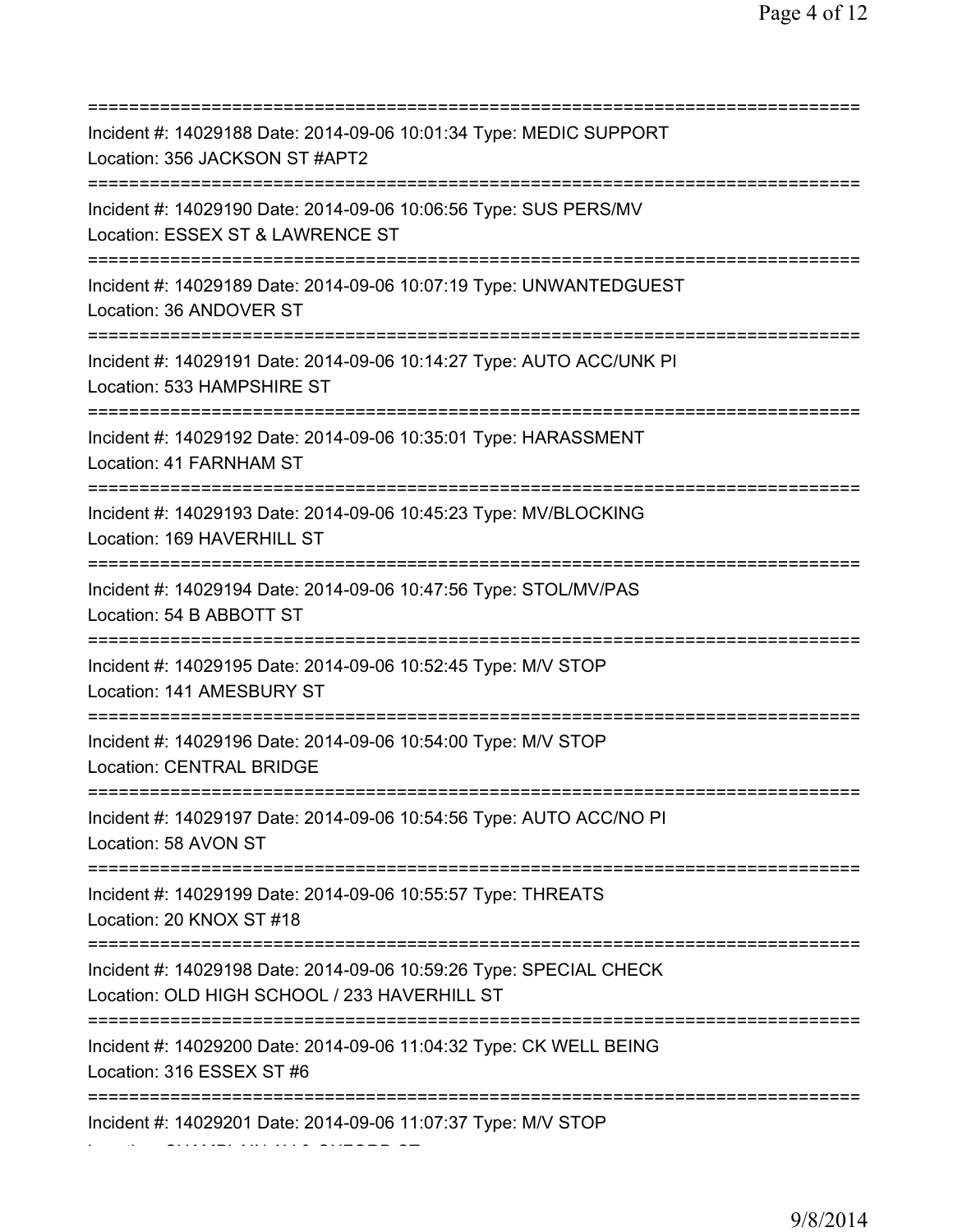===========================================================================
Incident #: 14029188 Date: 2014-09-06 10:01:34 Type: MEDIC SUPPORT
Location: 356 JACKSON ST #APT2
===========================================================================
Incident #: 14029190 Date: 2014-09-06 10:06:56 Type: SUS PERS/MV
Location: ESSEX ST & LAWRENCE ST
===========================================================================
Incident #: 14029189 Date: 2014-09-06 10:07:19 Type: UNWANTEDGUEST
Location: 36 ANDOVER ST
===========================================================================
Incident #: 14029191 Date: 2014-09-06 10:14:27 Type: AUTO ACC/UNK PI
Location: 533 HAMPSHIRE ST
===========================================================================
Incident #: 14029192 Date: 2014-09-06 10:35:01 Type: HARASSMENT
Location: 41 FARNHAM ST
===========================================================================
Incident #: 14029193 Date: 2014-09-06 10:45:23 Type: MV/BLOCKING
Location: 169 HAVERHILL ST
===========================================================================
Incident #: 14029194 Date: 2014-09-06 10:47:56 Type: STOL/MV/PAS
Location: 54 B ABBOTT ST
===========================================================================
Incident #: 14029195 Date: 2014-09-06 10:52:45 Type: M/V STOP
Location: 141 AMESBURY ST
===========================================================================
Incident #: 14029196 Date: 2014-09-06 10:54:00 Type: M/V STOP
Location: CENTRAL BRIDGE
===========================================================================
Incident #: 14029197 Date: 2014-09-06 10:54:56 Type: AUTO ACC/NO PI
Location: 58 AVON ST
===========================================================================
Incident #: 14029199 Date: 2014-09-06 10:55:57 Type: THREATS
Location: 20 KNOX ST #18
===========================================================================
Incident #: 14029198 Date: 2014-09-06 10:59:26 Type: SPECIAL CHECK
Location: OLD HIGH SCHOOL / 233 HAVERHILL ST
===========================================================================
Incident #: 14029200 Date: 2014-09-06 11:04:32 Type: CK WELL BEING
Location: 316 ESSEX ST #6
===========================================================================
Incident #: 14029201 Date: 2014-09-06 11:07:37 Type: M/V STOP
Location: CHAMPLAIN AV & OXFORD ST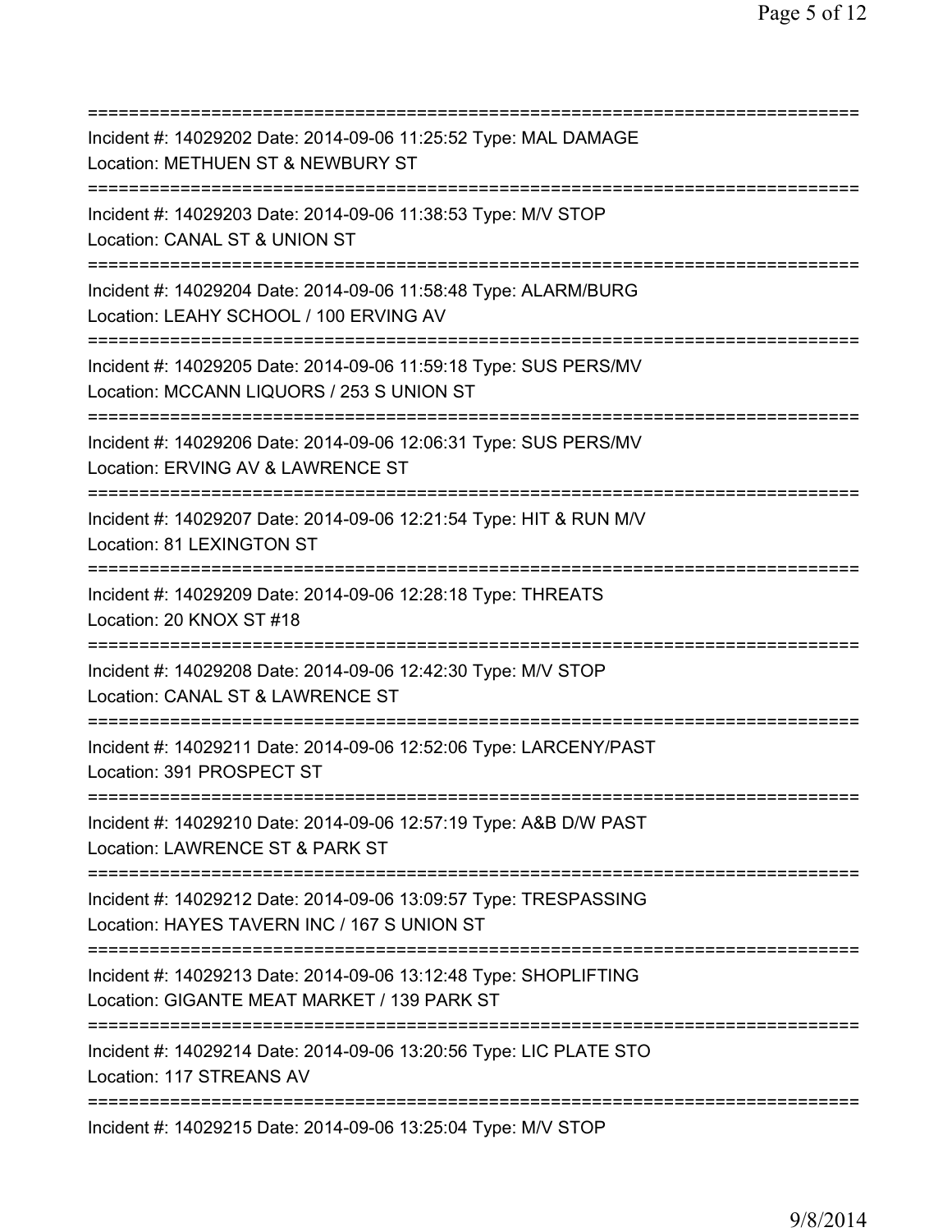===========================================================================
Incident #: 14029202 Date: 2014-09-06 11:25:52 Type: MAL DAMAGE
Location: METHUEN ST & NEWBURY ST
===========================================================================
Incident #: 14029203 Date: 2014-09-06 11:38:53 Type: M/V STOP
Location: CANAL ST & UNION ST
===========================================================================
Incident #: 14029204 Date: 2014-09-06 11:58:48 Type: ALARM/BURG
Location: LEAHY SCHOOL / 100 ERVING AV
===========================================================================
Incident #: 14029205 Date: 2014-09-06 11:59:18 Type: SUS PERS/MV
Location: MCCANN LIQUORS / 253 S UNION ST
===========================================================================
Incident #: 14029206 Date: 2014-09-06 12:06:31 Type: SUS PERS/MV
Location: ERVING AV & LAWRENCE ST
===========================================================================
Incident #: 14029207 Date: 2014-09-06 12:21:54 Type: HIT & RUN M/V
Location: 81 LEXINGTON ST
===========================================================================
Incident #: 14029209 Date: 2014-09-06 12:28:18 Type: THREATS
Location: 20 KNOX ST #18
===========================================================================
Incident #: 14029208 Date: 2014-09-06 12:42:30 Type: M/V STOP
Location: CANAL ST & LAWRENCE ST
===========================================================================
Incident #: 14029211 Date: 2014-09-06 12:52:06 Type: LARCENY/PAST
Location: 391 PROSPECT ST
===========================================================================
Incident #: 14029210 Date: 2014-09-06 12:57:19 Type: A&B D/W PAST
Location: LAWRENCE ST & PARK ST
===========================================================================
Incident #: 14029212 Date: 2014-09-06 13:09:57 Type: TRESPASSING
Location: HAYES TAVERN INC / 167 S UNION ST
===========================================================================
Incident #: 14029213 Date: 2014-09-06 13:12:48 Type: SHOPLIFTING
Location: GIGANTE MEAT MARKET / 139 PARK ST
===========================================================================
Incident #: 14029214 Date: 2014-09-06 13:20:56 Type: LIC PLATE STO
Location: 117 STREANS AV
===========================================================================
Incident #: 14029215 Date: 2014-09-06 13:25:04 Type: M/V STOP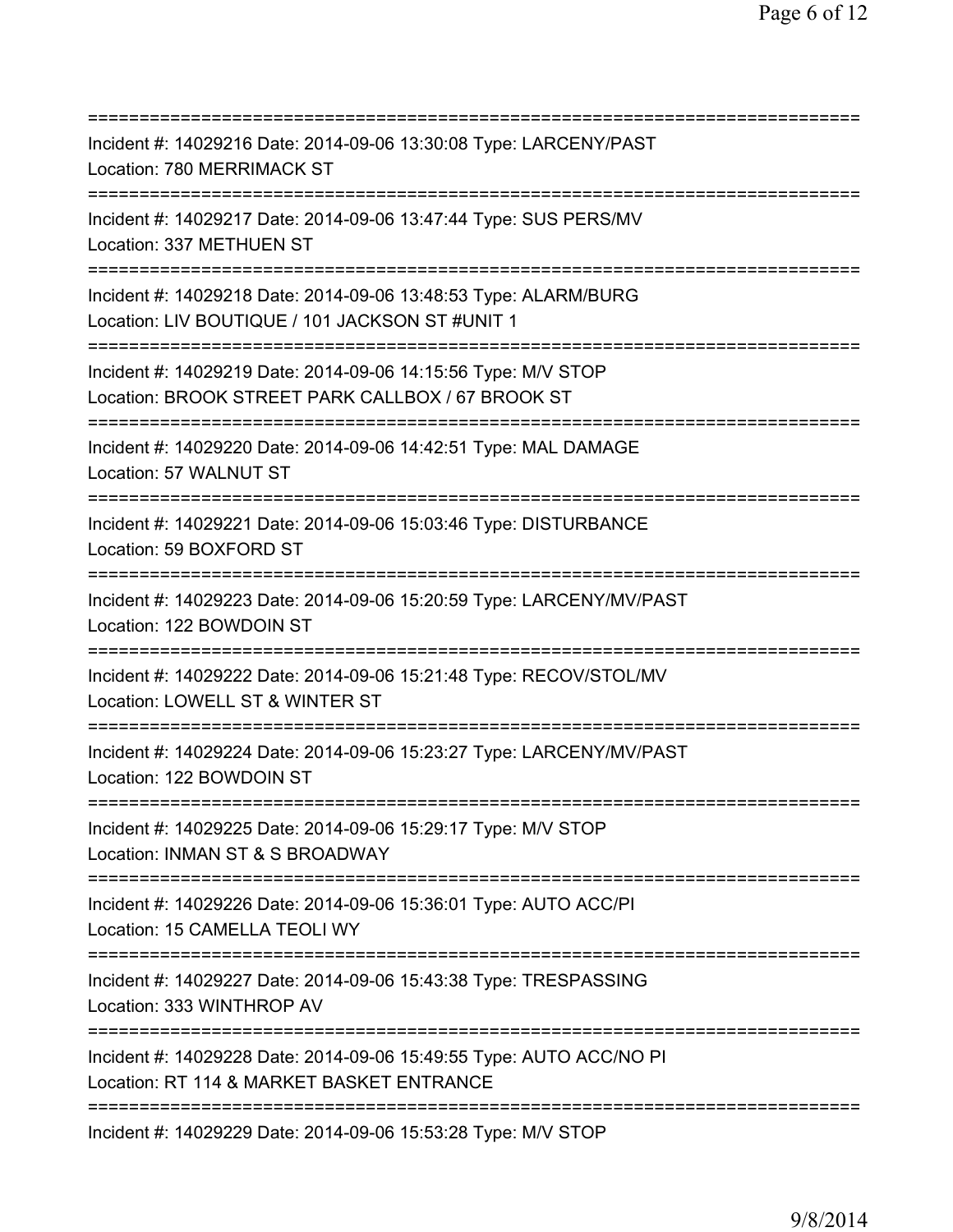===========================================================================
Incident #: 14029216 Date: 2014-09-06 13:30:08 Type: LARCENY/PAST
Location: 780 MERRIMACK ST
===========================================================================
Incident #: 14029217 Date: 2014-09-06 13:47:44 Type: SUS PERS/MV
Location: 337 METHUEN ST
===========================================================================
Incident #: 14029218 Date: 2014-09-06 13:48:53 Type: ALARM/BURG
Location: LIV BOUTIQUE / 101 JACKSON ST #UNIT 1
===========================================================================
Incident #: 14029219 Date: 2014-09-06 14:15:56 Type: M/V STOP
Location: BROOK STREET PARK CALLBOX / 67 BROOK ST
===========================================================================
Incident #: 14029220 Date: 2014-09-06 14:42:51 Type: MAL DAMAGE
Location: 57 WALNUT ST
===========================================================================
Incident #: 14029221 Date: 2014-09-06 15:03:46 Type: DISTURBANCE
Location: 59 BOXFORD ST
===========================================================================
Incident #: 14029223 Date: 2014-09-06 15:20:59 Type: LARCENY/MV/PAST
Location: 122 BOWDOIN ST
===========================================================================
Incident #: 14029222 Date: 2014-09-06 15:21:48 Type: RECOV/STOL/MV
Location: LOWELL ST & WINTER ST
===========================================================================
Incident #: 14029224 Date: 2014-09-06 15:23:27 Type: LARCENY/MV/PAST
Location: 122 BOWDOIN ST
===========================================================================
Incident #: 14029225 Date: 2014-09-06 15:29:17 Type: M/V STOP
Location: INMAN ST & S BROADWAY
===========================================================================
Incident #: 14029226 Date: 2014-09-06 15:36:01 Type: AUTO ACC/PI
Location: 15 CAMELLA TEOLI WY
===========================================================================
Incident #: 14029227 Date: 2014-09-06 15:43:38 Type: TRESPASSING
Location: 333 WINTHROP AV
===========================================================================
Incident #: 14029228 Date: 2014-09-06 15:49:55 Type: AUTO ACC/NO PI
Location: RT 114 & MARKET BASKET ENTRANCE
===========================================================================
Incident #: 14029229 Date: 2014-09-06 15:53:28 Type: M/V STOP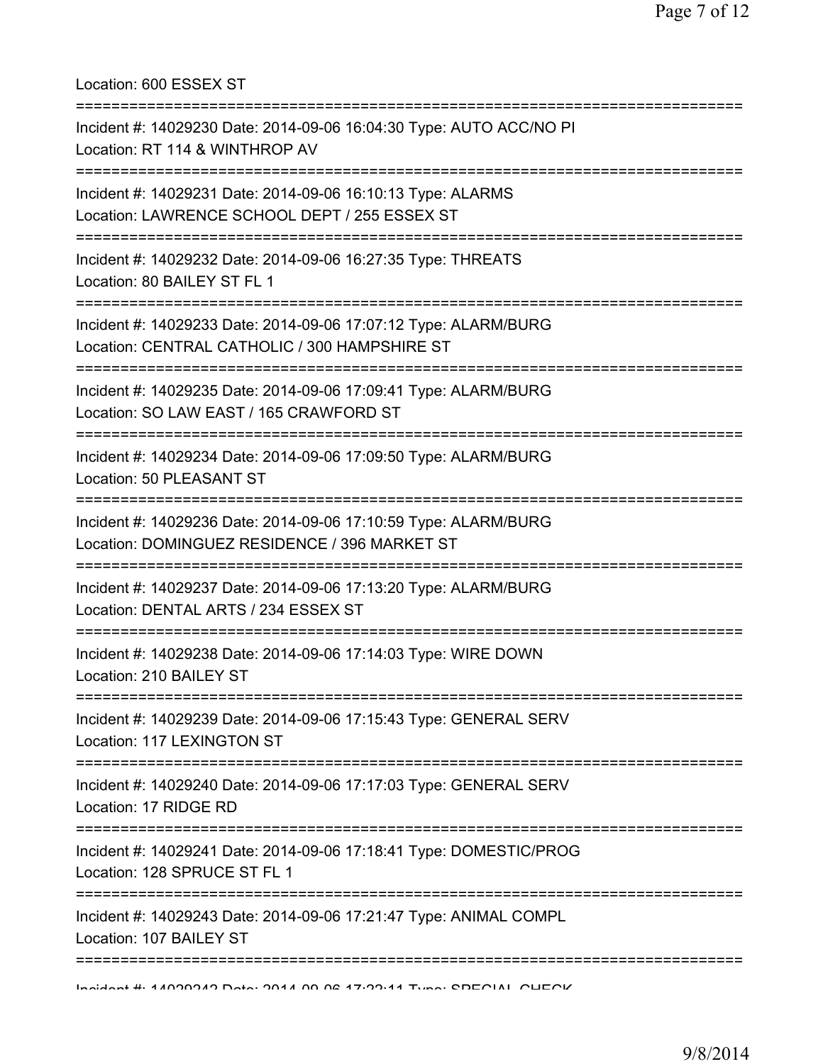Location: 600 ESSEX ST

===========================================================================

Incident #: 14029230 Date: 2014-09-06 16:04:30 Type: AUTO ACC/NO PI
Location: RT 114 & WINTHROP AV

===========================================================================

Incident #: 14029231 Date: 2014-09-06 16:10:13 Type: ALARMS
Location: LAWRENCE SCHOOL DEPT / 255 ESSEX ST

===========================================================================

Incident #: 14029232 Date: 2014-09-06 16:27:35 Type: THREATS
Location: 80 BAILEY ST FL 1

===========================================================================

Incident #: 14029233 Date: 2014-09-06 17:07:12 Type: ALARM/BURG
Location: CENTRAL CATHOLIC / 300 HAMPSHIRE ST

===========================================================================

Incident #: 14029235 Date: 2014-09-06 17:09:41 Type: ALARM/BURG
Location: SO LAW EAST / 165 CRAWFORD ST

===========================================================================

Incident #: 14029234 Date: 2014-09-06 17:09:50 Type: ALARM/BURG
Location: 50 PLEASANT ST

===========================================================================

Incident #: 14029236 Date: 2014-09-06 17:10:59 Type: ALARM/BURG
Location: DOMINGUEZ RESIDENCE / 396 MARKET ST

===========================================================================

Incident #: 14029237 Date: 2014-09-06 17:13:20 Type: ALARM/BURG
Location: DENTAL ARTS / 234 ESSEX ST

===========================================================================

Incident #: 14029238 Date: 2014-09-06 17:14:03 Type: WIRE DOWN
Location: 210 BAILEY ST

===========================================================================

Incident #: 14029239 Date: 2014-09-06 17:15:43 Type: GENERAL SERV
Location: 117 LEXINGTON ST

===========================================================================

Incident #: 14029240 Date: 2014-09-06 17:17:03 Type: GENERAL SERV
Location: 17 RIDGE RD

===========================================================================

Incident #: 14029241 Date: 2014-09-06 17:18:41 Type: DOMESTIC/PROG
Location: 128 SPRUCE ST FL 1

===========================================================================

Incident #: 14029243 Date: 2014-09-06 17:21:47 Type: ANIMAL COMPL
Location: 107 BAILEY ST

===========================================================================

Incident #: 14029242 Date: 2014-09-06 17:22:11 Type: SPECIAL CHECK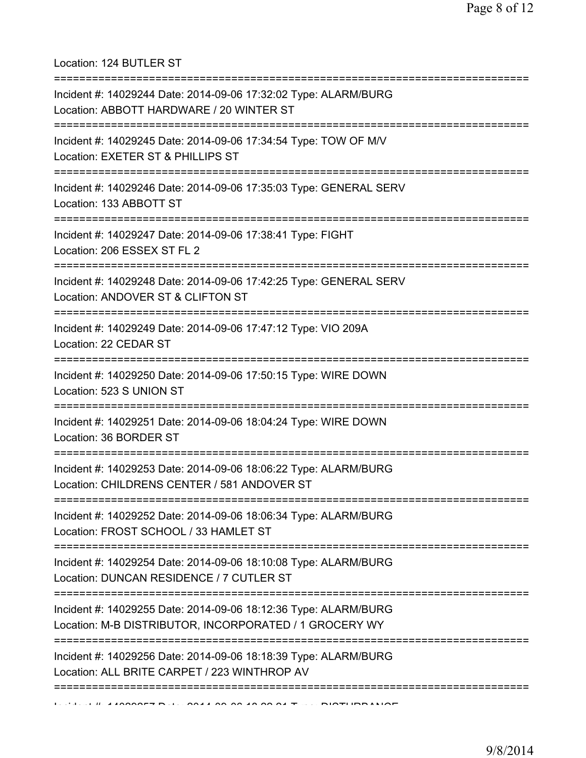Location: 124 BUTLER ST

===========================================================================

Incident #: 14029244 Date: 2014-09-06 17:32:02 Type: ALARM/BURG
Location: ABBOTT HARDWARE / 20 WINTER ST

===========================================================================

Incident #: 14029245 Date: 2014-09-06 17:34:54 Type: TOW OF M/V
Location: EXETER ST & PHILLIPS ST

===========================================================================

Incident #: 14029246 Date: 2014-09-06 17:35:03 Type: GENERAL SERV
Location: 133 ABBOTT ST

===========================================================================

Incident #: 14029247 Date: 2014-09-06 17:38:41 Type: FIGHT
Location: 206 ESSEX ST FL 2

===========================================================================

Incident #: 14029248 Date: 2014-09-06 17:42:25 Type: GENERAL SERV
Location: ANDOVER ST & CLIFTON ST

===========================================================================

Incident #: 14029249 Date: 2014-09-06 17:47:12 Type: VIO 209A
Location: 22 CEDAR ST

===========================================================================

Incident #: 14029250 Date: 2014-09-06 17:50:15 Type: WIRE DOWN
Location: 523 S UNION ST

===========================================================================

Incident #: 14029251 Date: 2014-09-06 18:04:24 Type: WIRE DOWN
Location: 36 BORDER ST

===========================================================================

Incident #: 14029253 Date: 2014-09-06 18:06:22 Type: ALARM/BURG
Location: CHILDRENS CENTER / 581 ANDOVER ST

===========================================================================

Incident #: 14029252 Date: 2014-09-06 18:06:34 Type: ALARM/BURG
Location: FROST SCHOOL / 33 HAMLET ST

===========================================================================

Incident #: 14029254 Date: 2014-09-06 18:10:08 Type: ALARM/BURG
Location: DUNCAN RESIDENCE / 7 CUTLER ST

===========================================================================

Incident #: 14029255 Date: 2014-09-06 18:12:36 Type: ALARM/BURG
Location: M-B DISTRIBUTOR, INCORPORATED / 1 GROCERY WY

===========================================================================

Incident #: 14029256 Date: 2014-09-06 18:18:39 Type: ALARM/BURG
Location: ALL BRITE CARPET / 223 WINTHROP AV

===========================================================================

Incident #: 14029257 Date: 2014-09-06 18:22:21 Type: DISTURBANCE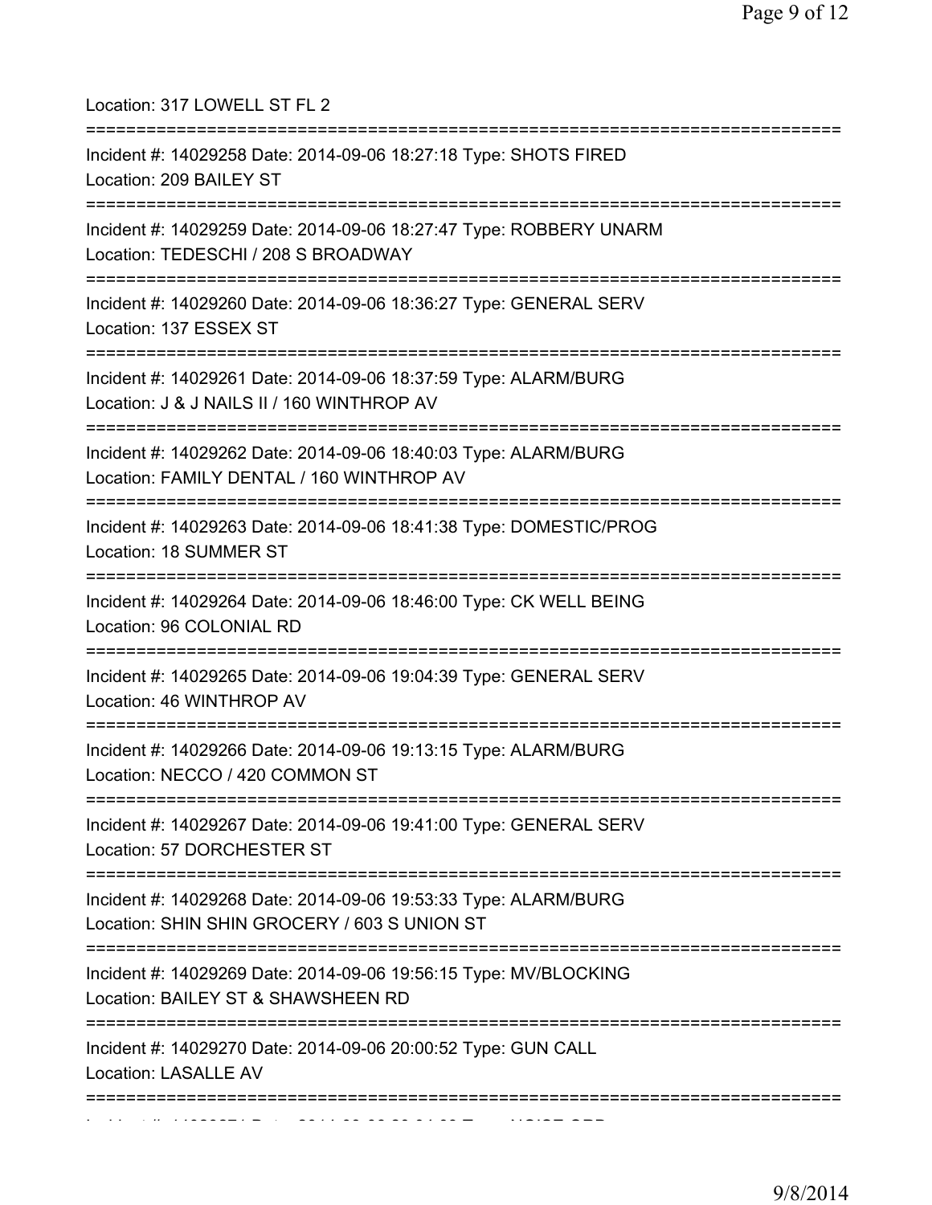Location: 317 LOWELL ST FL 2

===========================================================================

Incident #: 14029258 Date: 2014-09-06 18:27:18 Type: SHOTS FIRED
Location: 209 BAILEY ST

===========================================================================

Incident #: 14029259 Date: 2014-09-06 18:27:47 Type: ROBBERY UNARM
Location: TEDESCHI / 208 S BROADWAY

===========================================================================

Incident #: 14029260 Date: 2014-09-06 18:36:27 Type: GENERAL SERV
Location: 137 ESSEX ST

===========================================================================

Incident #: 14029261 Date: 2014-09-06 18:37:59 Type: ALARM/BURG
Location: J & J NAILS II / 160 WINTHROP AV

===========================================================================

Incident #: 14029262 Date: 2014-09-06 18:40:03 Type: ALARM/BURG
Location: FAMILY DENTAL / 160 WINTHROP AV

===========================================================================

Incident #: 14029263 Date: 2014-09-06 18:41:38 Type: DOMESTIC/PROG
Location: 18 SUMMER ST

===========================================================================

Incident #: 14029264 Date: 2014-09-06 18:46:00 Type: CK WELL BEING
Location: 96 COLONIAL RD

===========================================================================

Incident #: 14029265 Date: 2014-09-06 19:04:39 Type: GENERAL SERV
Location: 46 WINTHROP AV

===========================================================================

Incident #: 14029266 Date: 2014-09-06 19:13:15 Type: ALARM/BURG
Location: NECCO / 420 COMMON ST

===========================================================================

Incident #: 14029267 Date: 2014-09-06 19:41:00 Type: GENERAL SERV
Location: 57 DORCHESTER ST

===========================================================================

Incident #: 14029268 Date: 2014-09-06 19:53:33 Type: ALARM/BURG
Location: SHIN SHIN GROCERY / 603 S UNION ST

===========================================================================

Incident #: 14029269 Date: 2014-09-06 19:56:15 Type: MV/BLOCKING
Location: BAILEY ST & SHAWSHEEN RD

===========================================================================

Incident #: 14029270 Date: 2014-09-06 20:00:52 Type: GUN CALL
Location: LASALLE AV

===========================================================================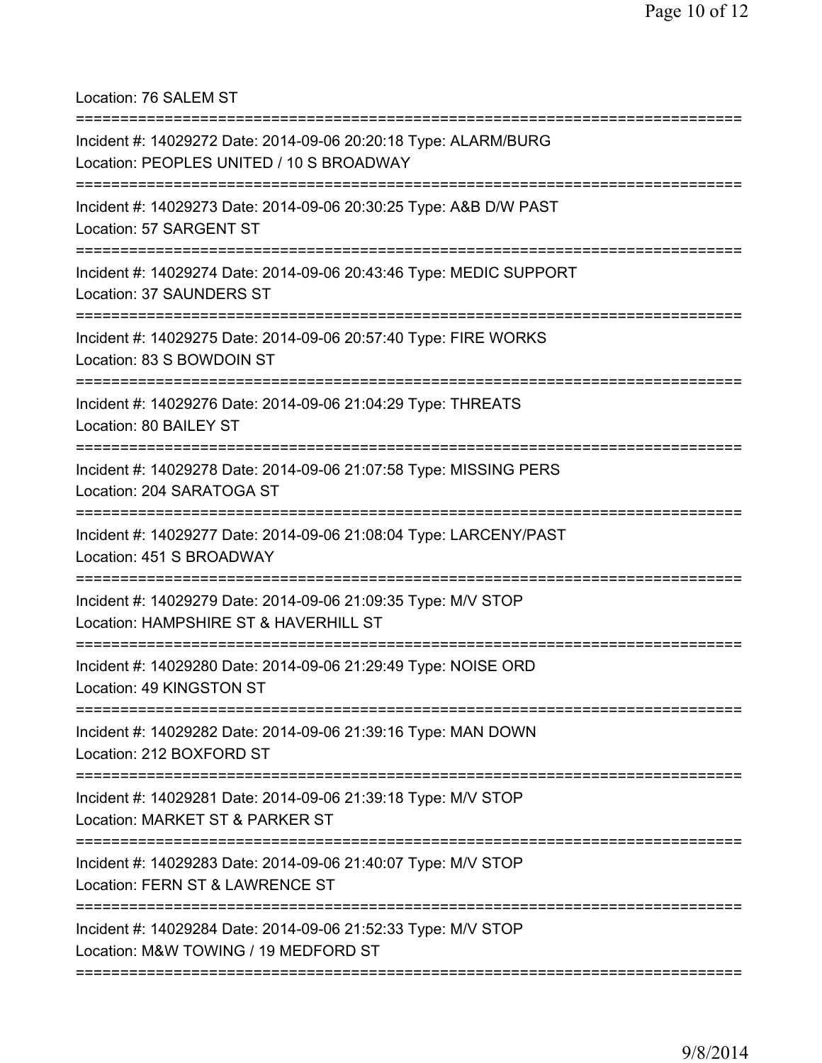Location: 76 SALEM ST

===========================================================================

Incident #: 14029272 Date: 2014-09-06 20:20:18 Type: ALARM/BURG
Location: PEOPLES UNITED / 10 S BROADWAY

===========================================================================

Incident #: 14029273 Date: 2014-09-06 20:30:25 Type: A&B D/W PAST
Location: 57 SARGENT ST

===========================================================================

Incident #: 14029274 Date: 2014-09-06 20:43:46 Type: MEDIC SUPPORT
Location: 37 SAUNDERS ST

===========================================================================

Incident #: 14029275 Date: 2014-09-06 20:57:40 Type: FIRE WORKS
Location: 83 S BOWDOIN ST

===========================================================================

Incident #: 14029276 Date: 2014-09-06 21:04:29 Type: THREATS
Location: 80 BAILEY ST

===========================================================================

Incident #: 14029278 Date: 2014-09-06 21:07:58 Type: MISSING PERS
Location: 204 SARATOGA ST

===========================================================================

Incident #: 14029277 Date: 2014-09-06 21:08:04 Type: LARCENY/PAST
Location: 451 S BROADWAY

===========================================================================

Incident #: 14029279 Date: 2014-09-06 21:09:35 Type: M/V STOP
Location: HAMPSHIRE ST & HAVERHILL ST

===========================================================================

Incident #: 14029280 Date: 2014-09-06 21:29:49 Type: NOISE ORD
Location: 49 KINGSTON ST

===========================================================================

Incident #: 14029282 Date: 2014-09-06 21:39:16 Type: MAN DOWN
Location: 212 BOXFORD ST

===========================================================================

Incident #: 14029281 Date: 2014-09-06 21:39:18 Type: M/V STOP
Location: MARKET ST & PARKER ST

===========================================================================

Incident #: 14029283 Date: 2014-09-06 21:40:07 Type: M/V STOP
Location: FERN ST & LAWRENCE ST

===========================================================================

Incident #: 14029284 Date: 2014-09-06 21:52:33 Type: M/V STOP
Location: M&W TOWING / 19 MEDFORD ST

===========================================================================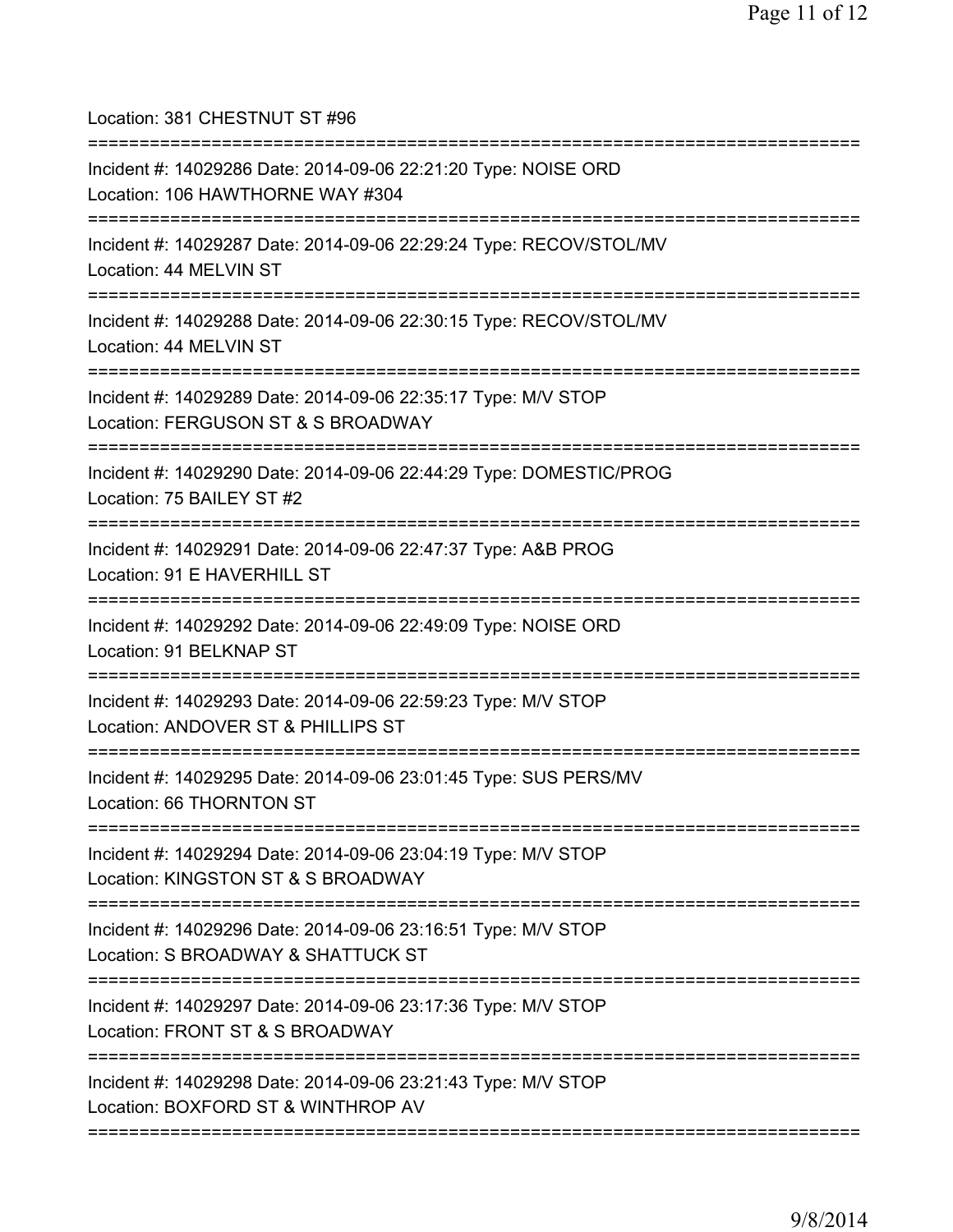Location: 381 CHESTNUT ST #96

===========================================================================

Incident #: 14029286 Date: 2014-09-06 22:21:20 Type: NOISE ORD
Location: 106 HAWTHORNE WAY #304

===========================================================================

Incident #: 14029287 Date: 2014-09-06 22:29:24 Type: RECOV/STOL/MV
Location: 44 MELVIN ST

===========================================================================

Incident #: 14029288 Date: 2014-09-06 22:30:15 Type: RECOV/STOL/MV
Location: 44 MELVIN ST

===========================================================================

Incident #: 14029289 Date: 2014-09-06 22:35:17 Type: M/V STOP
Location: FERGUSON ST & S BROADWAY

===========================================================================

Incident #: 14029290 Date: 2014-09-06 22:44:29 Type: DOMESTIC/PROG
Location: 75 BAILEY ST #2

===========================================================================

Incident #: 14029291 Date: 2014-09-06 22:47:37 Type: A&B PROG
Location: 91 E HAVERHILL ST

===========================================================================

Incident #: 14029292 Date: 2014-09-06 22:49:09 Type: NOISE ORD
Location: 91 BELKNAP ST

===========================================================================

Incident #: 14029293 Date: 2014-09-06 22:59:23 Type: M/V STOP
Location: ANDOVER ST & PHILLIPS ST

===========================================================================

Incident #: 14029295 Date: 2014-09-06 23:01:45 Type: SUS PERS/MV
Location: 66 THORNTON ST

===========================================================================

Incident #: 14029294 Date: 2014-09-06 23:04:19 Type: M/V STOP
Location: KINGSTON ST & S BROADWAY

===========================================================================

Incident #: 14029296 Date: 2014-09-06 23:16:51 Type: M/V STOP
Location: S BROADWAY & SHATTUCK ST

===========================================================================

Incident #: 14029297 Date: 2014-09-06 23:17:36 Type: M/V STOP
Location: FRONT ST & S BROADWAY

===========================================================================

Incident #: 14029298 Date: 2014-09-06 23:21:43 Type: M/V STOP
Location: BOXFORD ST & WINTHROP AV

===========================================================================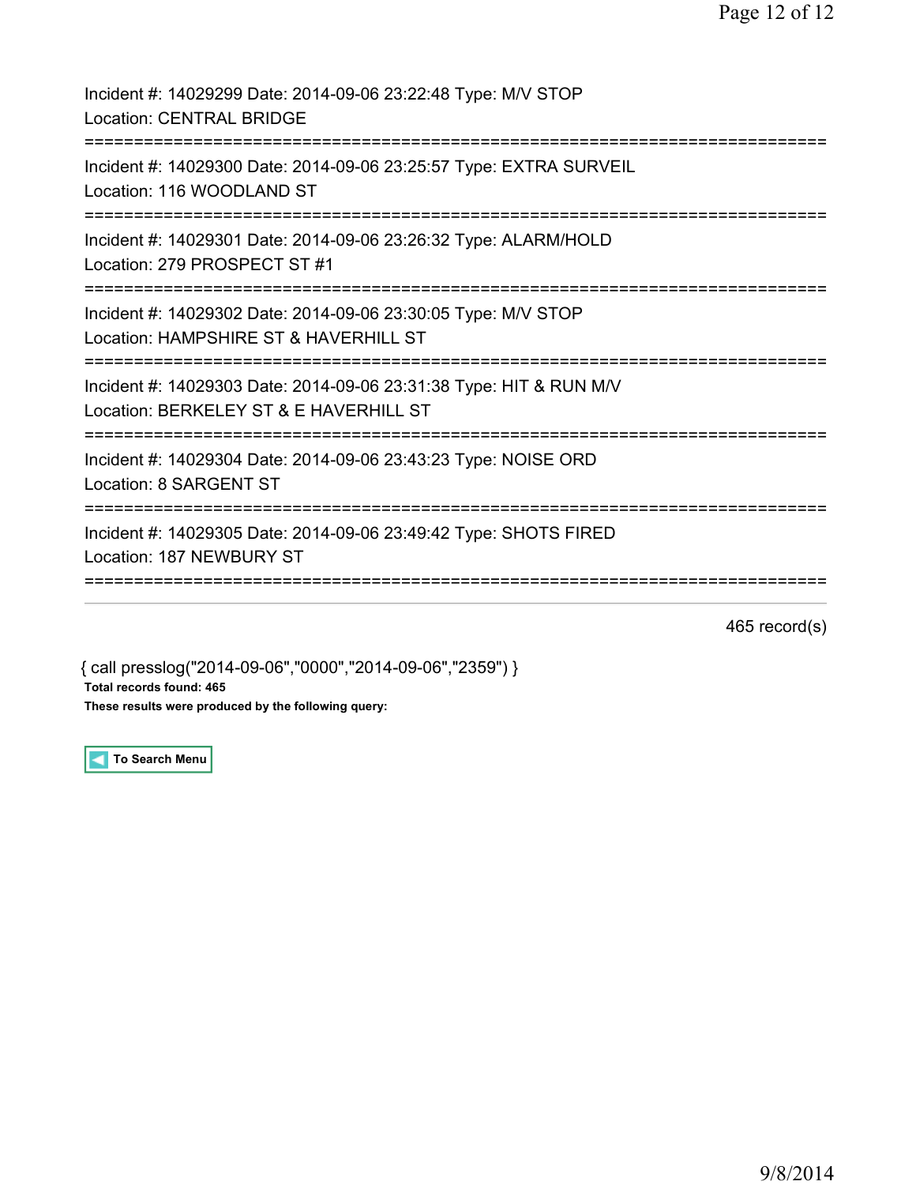Incident #: 14029299 Date: 2014-09-06 23:22:48 Type: M/V STOP
Location: CENTRAL BRIDGE

===========================================================================

Incident #: 14029300 Date: 2014-09-06 23:25:57 Type: EXTRA SURVEIL
Location: 116 WOODLAND ST

===========================================================================

Incident #: 14029301 Date: 2014-09-06 23:26:32 Type: ALARM/HOLD
Location: 279 PROSPECT ST #1

===========================================================================

Incident #: 14029302 Date: 2014-09-06 23:30:05 Type: M/V STOP
Location: HAMPSHIRE ST & HAVERHILL ST

===========================================================================

Incident #: 14029303 Date: 2014-09-06 23:31:38 Type: HIT & RUN M/V
Location: BERKELEY ST & E HAVERHILL ST

===========================================================================

Incident #: 14029304 Date: 2014-09-06 23:43:23 Type: NOISE ORD
Location: 8 SARGENT ST

===========================================================================

Incident #: 14029305 Date: 2014-09-06 23:49:42 Type: SHOTS FIRED
Location: 187 NEWBURY ST

===========================================================================

465 record(s)

{ call presslog("2014-09-06","0000","2014-09-06","2359") }

**Total records found: 465**

**These results were produced by the following query:**

To Search Menu